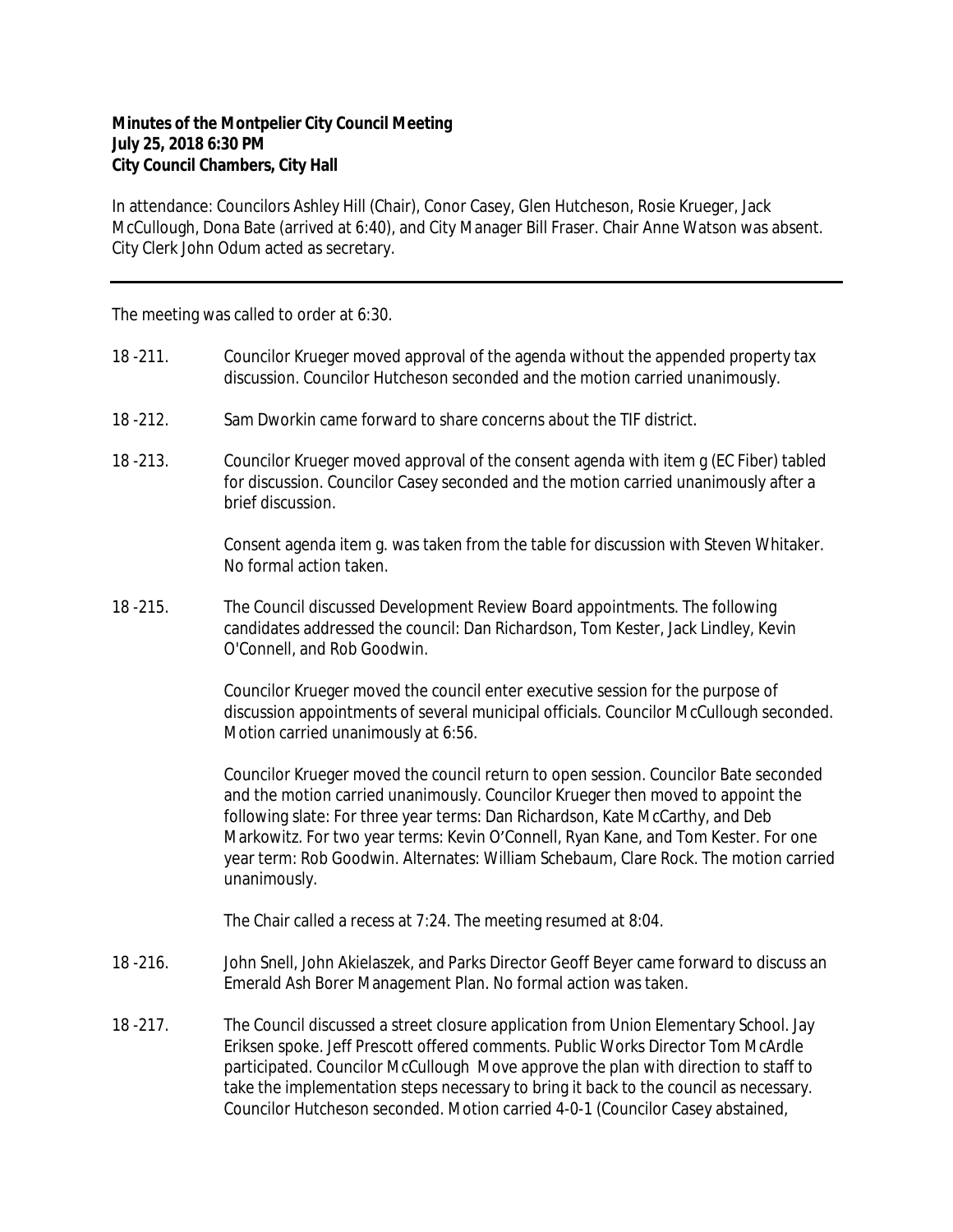**Minutes of the Montpelier City Council Meeting**
**July 25, 2018 6:30 PM**
**City Council Chambers, City Hall**

In attendance: Councilors Ashley Hill (Chair), Conor Casey, Glen Hutcheson, Rosie Krueger, Jack McCullough, Dona Bate (arrived at 6:40), and City Manager Bill Fraser. Chair Anne Watson was absent. City Clerk John Odum acted as secretary.

---

The meeting was called to order at 6:30.

18 -211. Councilor Krueger moved approval of the agenda without the appended property tax discussion. Councilor Hutcheson seconded and the motion carried unanimously.

18 -212. Sam Dworkin came forward to share concerns about the TIF district.

18 -213. Councilor Krueger moved approval of the consent agenda with item g (EC Fiber) tabled for discussion. Councilor Casey seconded and the motion carried unanimously after a brief discussion.

Consent agenda item g. was taken from the table for discussion with Steven Whitaker. No formal action taken.

18 -215. The Council discussed Development Review Board appointments. The following candidates addressed the council: Dan Richardson, Tom Kester, Jack Lindley, Kevin O'Connell, and Rob Goodwin.

Councilor Krueger moved the council enter executive session for the purpose of discussion appointments of several municipal officials. Councilor McCullough seconded. Motion carried unanimously at 6:56.

Councilor Krueger moved the council return to open session. Councilor Bate seconded and the motion carried unanimously. Councilor Krueger then moved to appoint the following slate: For three year terms: Dan Richardson, Kate McCarthy, and Deb Markowitz. For two year terms: Kevin O'Connell, Ryan Kane, and Tom Kester. For one year term: Rob Goodwin. Alternates: William Schebaum, Clare Rock. The motion carried unanimously.

The Chair called a recess at 7:24. The meeting resumed at 8:04.

18 -216. John Snell, John Akielaszek, and Parks Director Geoff Beyer came forward to discuss an Emerald Ash Borer Management Plan. No formal action was taken.

18 -217. The Council discussed a street closure application from Union Elementary School. Jay Eriksen spoke. Jeff Prescott offered comments. Public Works Director Tom McArdle participated. Councilor McCullough Move approve the plan with direction to staff to take the implementation steps necessary to bring it back to the council as necessary. Councilor Hutcheson seconded. Motion carried 4-0-1 (Councilor Casey abstained,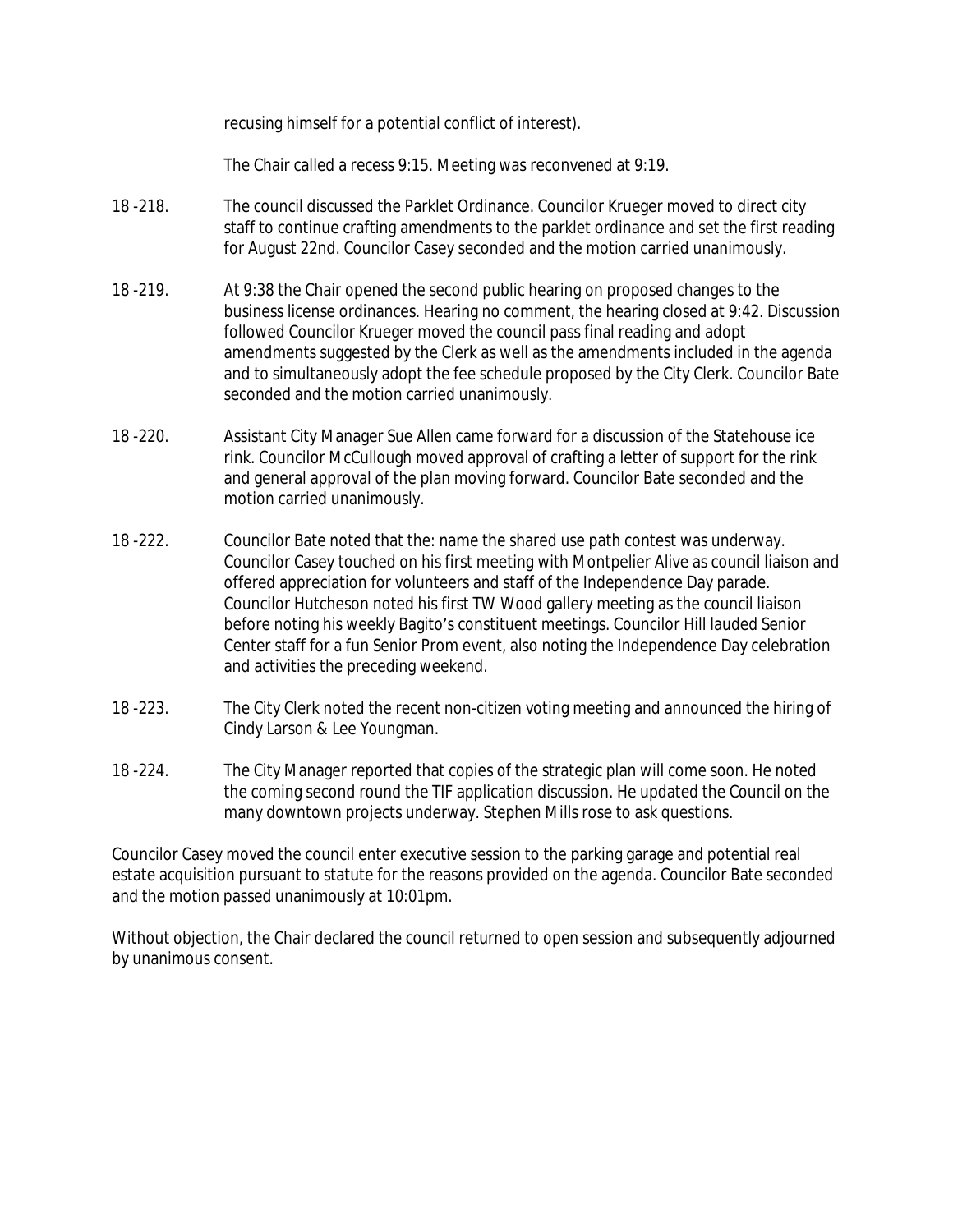recusing himself for a potential conflict of interest).

The Chair called a recess 9:15. Meeting was reconvened at 9:19.

18 -218. The council discussed the Parklet Ordinance. Councilor Krueger moved to direct city staff to continue crafting amendments to the parklet ordinance and set the first reading for August 22nd. Councilor Casey seconded and the motion carried unanimously.

18 -219. At 9:38 the Chair opened the second public hearing on proposed changes to the business license ordinances. Hearing no comment, the hearing closed at 9:42. Discussion followed Councilor Krueger moved the council pass final reading and adopt amendments suggested by the Clerk as well as the amendments included in the agenda and to simultaneously adopt the fee schedule proposed by the City Clerk. Councilor Bate seconded and the motion carried unanimously.

18 -220. Assistant City Manager Sue Allen came forward for a discussion of the Statehouse ice rink. Councilor McCullough moved approval of crafting a letter of support for the rink and general approval of the plan moving forward. Councilor Bate seconded and the motion carried unanimously.

18 -222. Councilor Bate noted that the: name the shared use path contest was underway. Councilor Casey touched on his first meeting with Montpelier Alive as council liaison and offered appreciation for volunteers and staff of the Independence Day parade. Councilor Hutcheson noted his first TW Wood gallery meeting as the council liaison before noting his weekly Bagito's constituent meetings. Councilor Hill lauded Senior Center staff for a fun Senior Prom event, also noting the Independence Day celebration and activities the preceding weekend.

18 -223. The City Clerk noted the recent non-citizen voting meeting and announced the hiring of Cindy Larson & Lee Youngman.

18 -224. The City Manager reported that copies of the strategic plan will come soon. He noted the coming second round the TIF application discussion. He updated the Council on the many downtown projects underway. Stephen Mills rose to ask questions.

Councilor Casey moved the council enter executive session to the parking garage and potential real estate acquisition pursuant to statute for the reasons provided on the agenda. Councilor Bate seconded and the motion passed unanimously at 10:01pm.

Without objection, the Chair declared the council returned to open session and subsequently adjourned by unanimous consent.